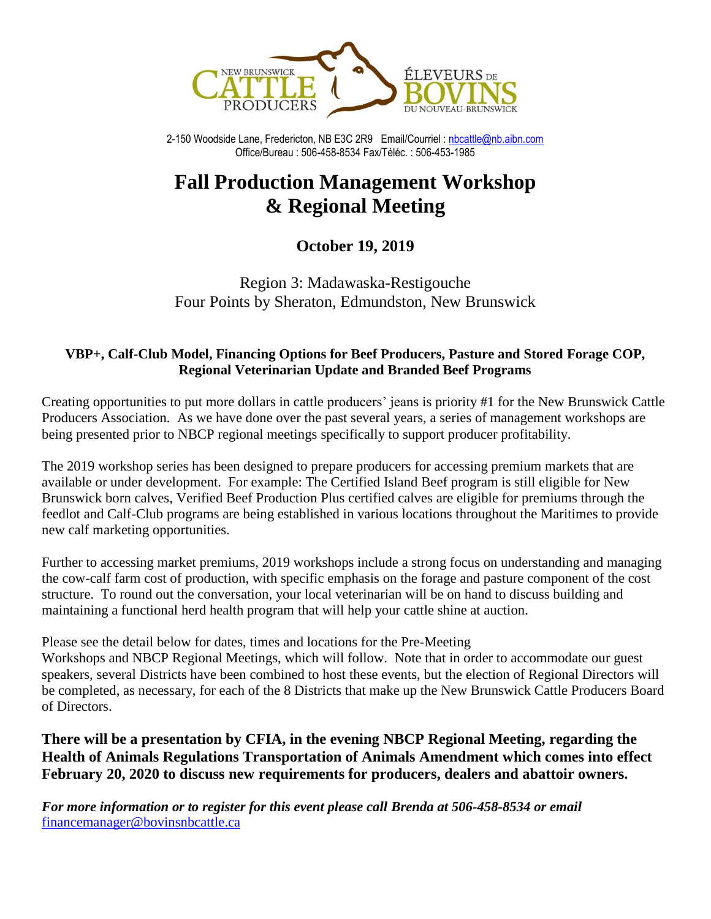NEW BRUNSWICK CATTLE PRODUCERS — ÉLEVEURS DE BOVINS DU NOUVEAU-BRUNSWICK

2-150 Woodside Lane, Fredericton, NB E3C 2R9 Email/Courriel : nbcattle@nb.aibn.com
Office/Bureau : 506-458-8534 Fax/Téléc. : 506-453-1985

# Fall Production Management Workshop & Regional Meeting

**October 19, 2019**

Region 3: Madawaska-Restigouche
Four Points by Sheraton, Edmundston, New Brunswick

**VBP+, Calf-Club Model, Financing Options for Beef Producers, Pasture and Stored Forage COP, Regional Veterinarian Update and Branded Beef Programs**

Creating opportunities to put more dollars in cattle producers' jeans is priority #1 for the New Brunswick Cattle Producers Association. As we have done over the past several years, a series of management workshops are being presented prior to NBCP regional meetings specifically to support producer profitability.

The 2019 workshop series has been designed to prepare producers for accessing premium markets that are available or under development. For example: The Certified Island Beef program is still eligible for New Brunswick born calves, Verified Beef Production Plus certified calves are eligible for premiums through the feedlot and Calf-Club programs are being established in various locations throughout the Maritimes to provide new calf marketing opportunities.

Further to accessing market premiums, 2019 workshops include a strong focus on understanding and managing the cow-calf farm cost of production, with specific emphasis on the forage and pasture component of the cost structure. To round out the conversation, your local veterinarian will be on hand to discuss building and maintaining a functional herd health program that will help your cattle shine at auction.

Please see the detail below for dates, times and locations for the Pre-Meeting Workshops and NBCP Regional Meetings, which will follow. Note that in order to accommodate our guest speakers, several Districts have been combined to host these events, but the election of Regional Directors will be completed, as necessary, for each of the 8 Districts that make up the New Brunswick Cattle Producers Board of Directors.

**There will be a presentation by CFIA, in the evening NBCP Regional Meeting, regarding the Health of Animals Regulations Transportation of Animals Amendment which comes into effect February 20, 2020 to discuss new requirements for producers, dealers and abattoir owners.**

***For more information or to register for this event please call Brenda at 506-458-8534 or email*** financemanager@bovinsnbcattle.ca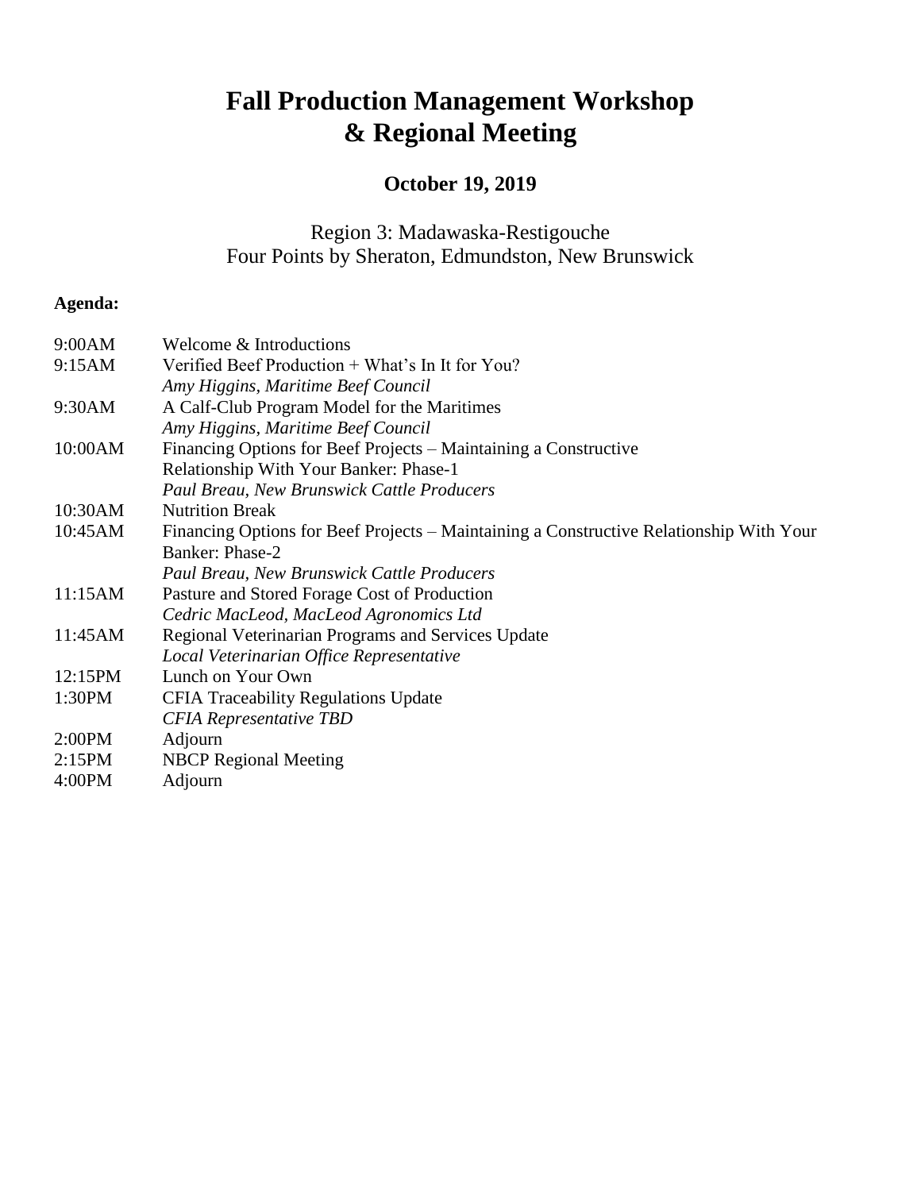# Fall Production Management Workshop & Regional Meeting

## October 19, 2019

Region 3: Madawaska-Restigouche
Four Points by Sheraton, Edmundston, New Brunswick

**Agenda:**

| | |
|---|---|
| 9:00AM | Welcome & Introductions |
| 9:15AM | Verified Beef Production + What's In It for You?<br>*Amy Higgins, Maritime Beef Council* |
| 9:30AM | A Calf-Club Program Model for the Maritimes<br>*Amy Higgins, Maritime Beef Council* |
| 10:00AM | Financing Options for Beef Projects – Maintaining a Constructive Relationship With Your Banker: Phase-1<br>*Paul Breau, New Brunswick Cattle Producers* |
| 10:30AM | Nutrition Break |
| 10:45AM | Financing Options for Beef Projects – Maintaining a Constructive Relationship With Your Banker: Phase-2<br>*Paul Breau, New Brunswick Cattle Producers* |
| 11:15AM | Pasture and Stored Forage Cost of Production<br>*Cedric MacLeod, MacLeod Agronomics Ltd* |
| 11:45AM | Regional Veterinarian Programs and Services Update<br>*Local Veterinarian Office Representative* |
| 12:15PM | Lunch on Your Own |
| 1:30PM | CFIA Traceability Regulations Update<br>*CFIA Representative TBD* |
| 2:00PM | Adjourn |
| 2:15PM | NBCP Regional Meeting |
| 4:00PM | Adjourn |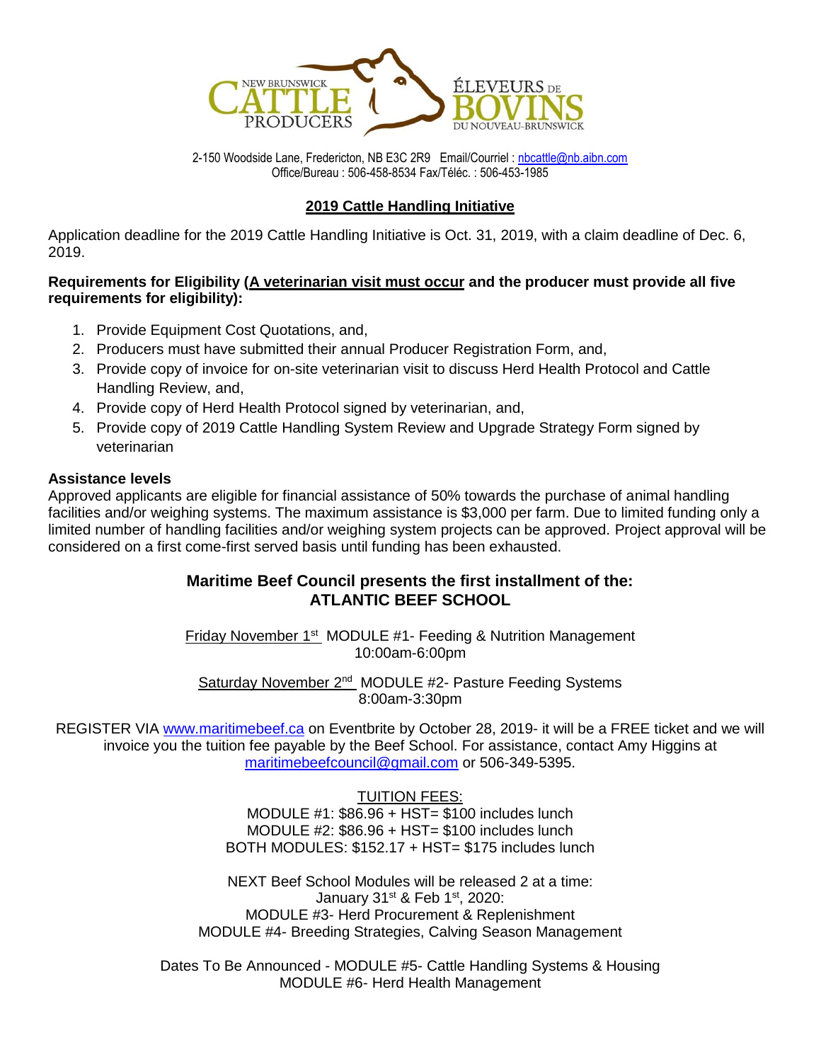NEW BRUNSWICK CATTLE PRODUCERS — ÉLEVEURS DE BOVINS DU NOUVEAU-BRUNSWICK

2-150 Woodside Lane, Fredericton, NB E3C 2R9 Email/Courriel : nbcattle@nb.aibn.com
Office/Bureau : 506-458-8534 Fax/Téléc. : 506-453-1985

## 2019 Cattle Handling Initiative

Application deadline for the 2019 Cattle Handling Initiative is Oct. 31, 2019, with a claim deadline of Dec. 6, 2019.

**Requirements for Eligibility (A veterinarian visit must occur and the producer must provide all five requirements for eligibility):**

1. Provide Equipment Cost Quotations, and,
2. Producers must have submitted their annual Producer Registration Form, and,
3. Provide copy of invoice for on-site veterinarian visit to discuss Herd Health Protocol and Cattle Handling Review, and,
4. Provide copy of Herd Health Protocol signed by veterinarian, and,
5. Provide copy of 2019 Cattle Handling System Review and Upgrade Strategy Form signed by veterinarian

**Assistance levels**

Approved applicants are eligible for financial assistance of 50% towards the purchase of animal handling facilities and/or weighing systems. The maximum assistance is $3,000 per farm. Due to limited funding only a limited number of handling facilities and/or weighing system projects can be approved. Project approval will be considered on a first come-first served basis until funding has been exhausted.

## Maritime Beef Council presents the first installment of the: ATLANTIC BEEF SCHOOL

Friday November 1st MODULE #1- Feeding & Nutrition Management
10:00am-6:00pm

Saturday November 2nd MODULE #2- Pasture Feeding Systems
8:00am-3:30pm

REGISTER VIA www.maritimebeef.ca on Eventbrite by October 28, 2019- it will be a FREE ticket and we will invoice you the tuition fee payable by the Beef School. For assistance, contact Amy Higgins at maritimebeefcouncil@gmail.com or 506-349-5395.

TUITION FEES:
MODULE #1: $86.96 + HST= $100 includes lunch
MODULE #2: $86.96 + HST= $100 includes lunch
BOTH MODULES: $152.17 + HST= $175 includes lunch

NEXT Beef School Modules will be released 2 at a time:
January 31st & Feb 1st, 2020:
MODULE #3- Herd Procurement & Replenishment
MODULE #4- Breeding Strategies, Calving Season Management

Dates To Be Announced - MODULE #5- Cattle Handling Systems & Housing
MODULE #6- Herd Health Management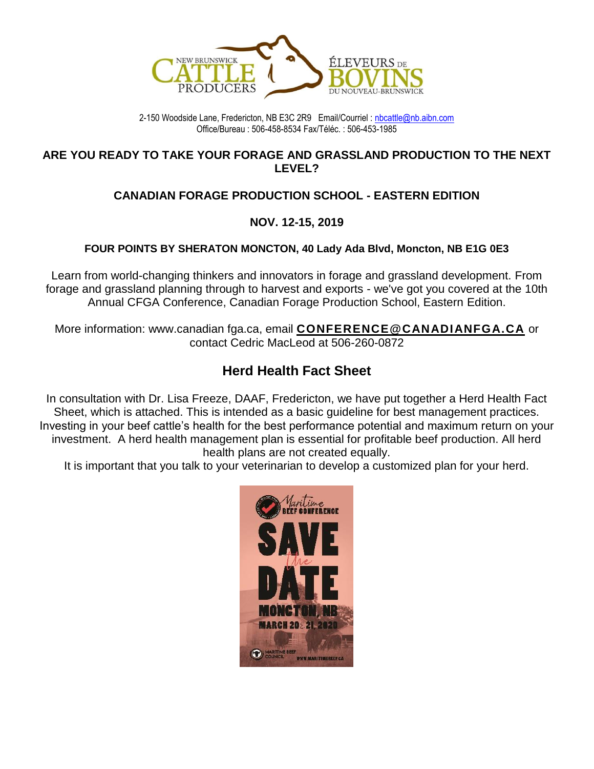NEW BRUNSWICK CATTLE PRODUCERS ÉLEVEURS DE BOVINS DU NOUVEAU-BRUNSWICK

2-150 Woodside Lane, Fredericton, NB E3C 2R9 Email/Courriel : nbcattle@nb.aibn.com
Office/Bureau : 506-458-8534 Fax/Téléc. : 506-453-1985

**ARE YOU READY TO TAKE YOUR FORAGE AND GRASSLAND PRODUCTION TO THE NEXT LEVEL?**

**CANADIAN FORAGE PRODUCTION SCHOOL - EASTERN EDITION**

**NOV. 12-15, 2019**

**FOUR POINTS BY SHERATON MONCTON, 40 Lady Ada Blvd, Moncton, NB E1G 0E3**

Learn from world-changing thinkers and innovators in forage and grassland development. From forage and grassland planning through to harvest and exports - we've got you covered at the 10th Annual CFGA Conference, Canadian Forage Production School, Eastern Edition.

More information: www.canadian fga.ca, email **CONFERENCE@CANADIANFGA.CA** or contact Cedric MacLeod at 506-260-0872

## Herd Health Fact Sheet

In consultation with Dr. Lisa Freeze, DAAF, Fredericton, we have put together a Herd Health Fact Sheet, which is attached. This is intended as a basic guideline for best management practices. Investing in your beef cattle's health for the best performance potential and maximum return on your investment. A herd health management plan is essential for profitable beef production. All herd health plans are not created equally.

It is important that you talk to your veterinarian to develop a customized plan for your herd.

Maritime BEEF CONFERENCE

SAVE the DATE

MONCTON, NB

MARCH 20 & 21, 2020

MARITIME BEEF COUNCIL

WWW.MARITIMEBEEF.CA